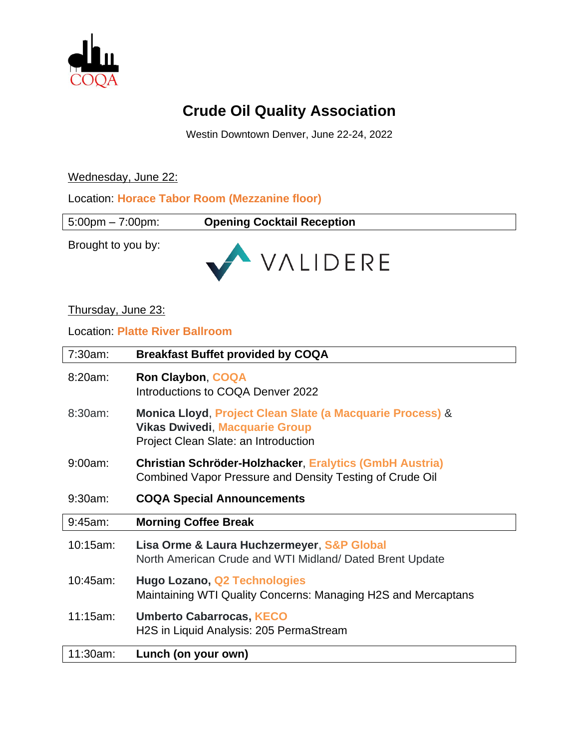# Crude Oil Quality Association

Westin Downtown Denver, June 22-24, 2022

Wednesday, June 22:

Location: **Horace Tabor Room (Mezzanine floor)**

| 5:00pm – 7:00pm: | **Opening Cocktail Reception** |
|---|---|

Brought to you by: VALIDERE

Thursday, June 23:

Location: **Platte River Ballroom**

| 7:30am: | **Breakfast Buffet provided by COQA** |
|---|---|
| 8:20am: | **Ron Claybon**, **COQA**<br>Introductions to COQA Denver 2022 |
| 8:30am: | **Monica Lloyd**, **Project Clean Slate (a Macquarie Process)** & **Vikas Dwivedi**, **Macquarie Group**<br>Project Clean Slate: an Introduction |
| 9:00am: | **Christian Schröder-Holzhacker**, **Eralytics (GmbH Austria)**<br>Combined Vapor Pressure and Density Testing of Crude Oil |
| 9:30am: | **COQA Special Announcements** |
| 9:45am: | **Morning Coffee Break** |
| 10:15am: | **Lisa Orme & Laura Huchzermeyer**, **S&P Global**<br>North American Crude and WTI Midland/ Dated Brent Update |
| 10:45am: | **Hugo Lozano, Q2 Technologies**<br>Maintaining WTI Quality Concerns: Managing H2S and Mercaptans |
| 11:15am: | **Umberto Cabarrocas, KECO**<br>H2S in Liquid Analysis: 205 PermaStream |
| 11:30am: | **Lunch (on your own)** |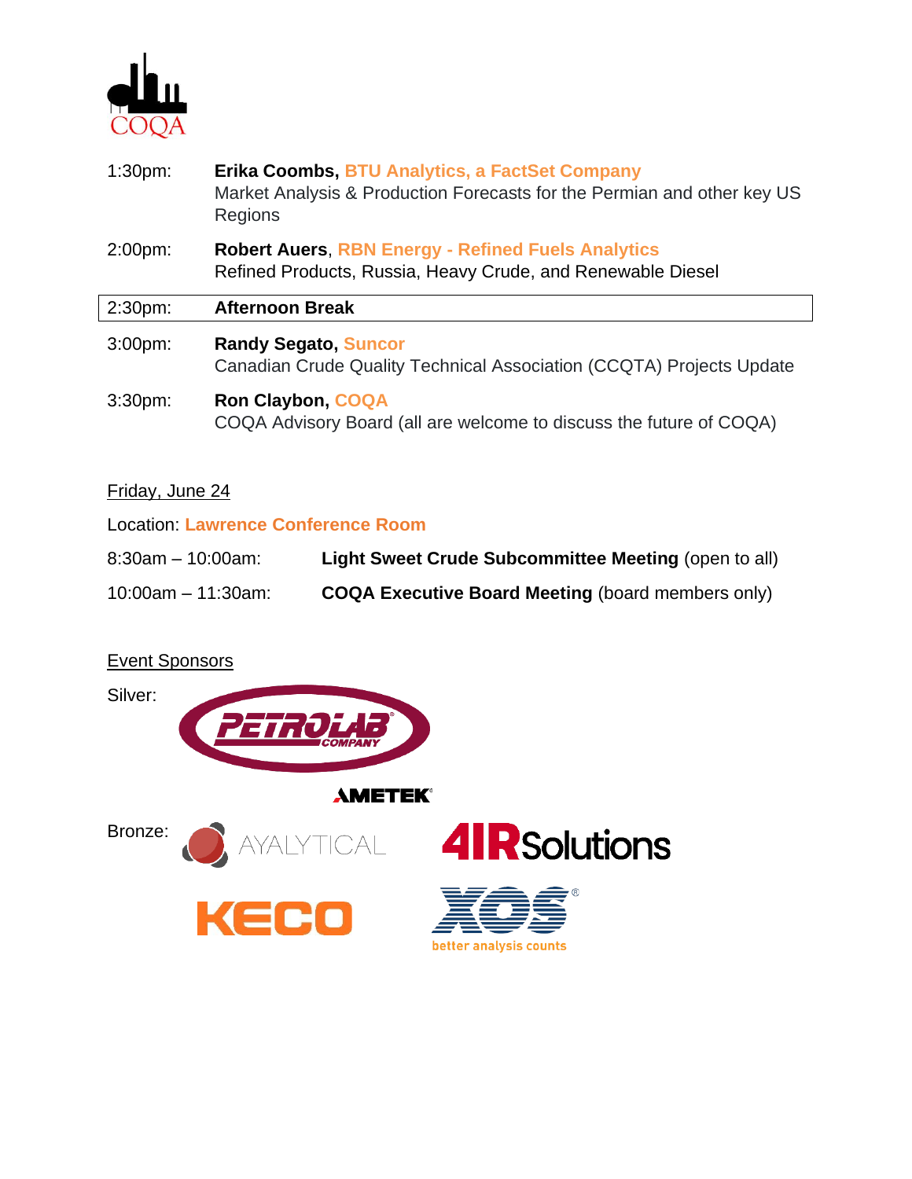| | |
|---|---|
| 1:30pm: | **Erika Coombs, BTU Analytics, a FactSet Company**<br>Market Analysis & Production Forecasts for the Permian and other key US Regions |
| 2:00pm: | **Robert Auers, RBN Energy - Refined Fuels Analytics**<br>Refined Products, Russia, Heavy Crude, and Renewable Diesel |
| 2:30pm: | **Afternoon Break** |
| 3:00pm: | **Randy Segato, Suncor**<br>Canadian Crude Quality Technical Association (CCQTA) Projects Update |
| 3:30pm: | **Ron Claybon, COQA**<br>COQA Advisory Board (all are welcome to discuss the future of COQA) |

Friday, June 24

Location: **Lawrence Conference Room**

| | |
|---|---|
| 8:30am – 10:00am: | **Light Sweet Crude Subcommittee Meeting** (open to all) |
| 10:00am – 11:30am: | **COQA Executive Board Meeting** (board members only) |

Event Sponsors

Silver: PETROLAB COMPANY, AMETEK

Bronze: AYALYTICAL, 4IRSolutions, KECO, XOS better analysis counts